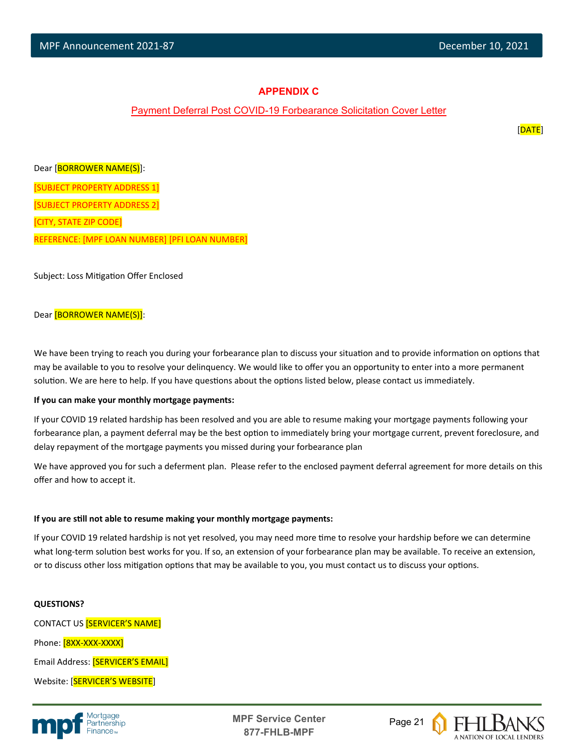# APPENDIX C

## Payment Deferral Post COVID-19 Forbearance Solicitation Cover Letter

[DATE]

Dear [BORROWER NAME(S)]:

[SUBJECT PROPERTY ADDRESS 1]

[SUBJECT PROPERTY ADDRESS 2]

[CITY, STATE ZIP CODE]

REFERENCE: [MPF LOAN NUMBER] [PFI LOAN NUMBER]

Subject: Loss Mitigation Offer Enclosed

Dear [BORROWER NAME(S)]:

We have been trying to reach you during your forbearance plan to discuss your situation and to provide information on options that may be available to you to resolve your delinquency. We would like to offer you an opportunity to enter into a more permanent solution. We are here to help. If you have questions about the options listed below, please contact us immediately.

**If you can make your monthly mortgage payments:**

If your COVID 19 related hardship has been resolved and you are able to resume making your mortgage payments following your forbearance plan, a payment deferral may be the best option to immediately bring your mortgage current, prevent foreclosure, and delay repayment of the mortgage payments you missed during your forbearance plan

We have approved you for such a deferment plan. Please refer to the enclosed payment deferral agreement for more details on this offer and how to accept it.

**If you are still not able to resume making your monthly mortgage payments:**

If your COVID 19 related hardship is not yet resolved, you may need more time to resolve your hardship before we can determine what long-term solution best works for you. If so, an extension of your forbearance plan may be available. To receive an extension, or to discuss other loss mitigation options that may be available to you, you must contact us to discuss your options.

**QUESTIONS?**

CONTACT US [SERVICER'S NAME]

Phone: [8XX-XXX-XXXX]

Email Address: [SERVICER'S EMAIL]

Website: [SERVICER'S WEBSITE]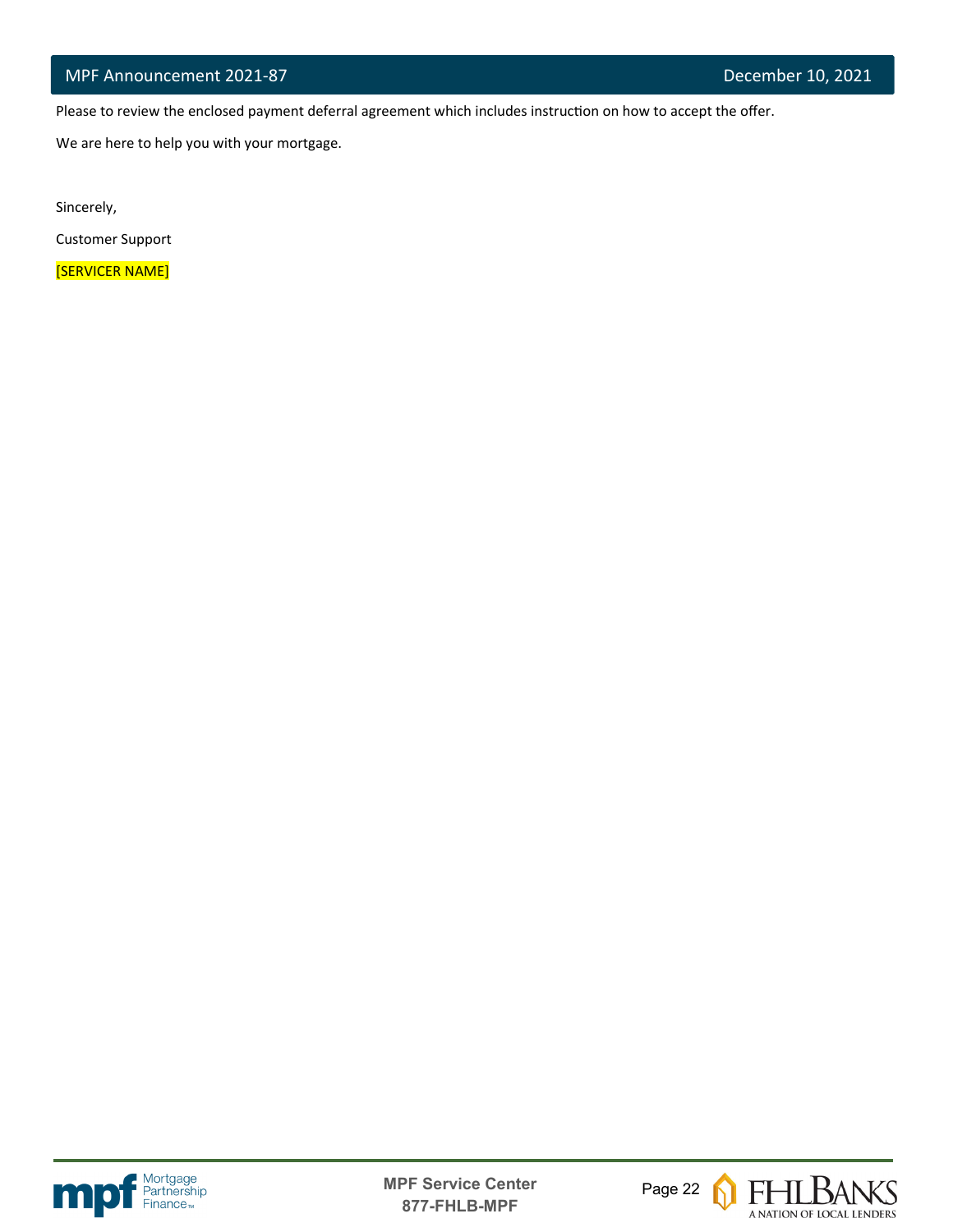Please to review the enclosed payment deferral agreement which includes instruction on how to accept the offer.

We are here to help you with your mortgage.

Sincerely,

Customer Support

[SERVICER NAME]